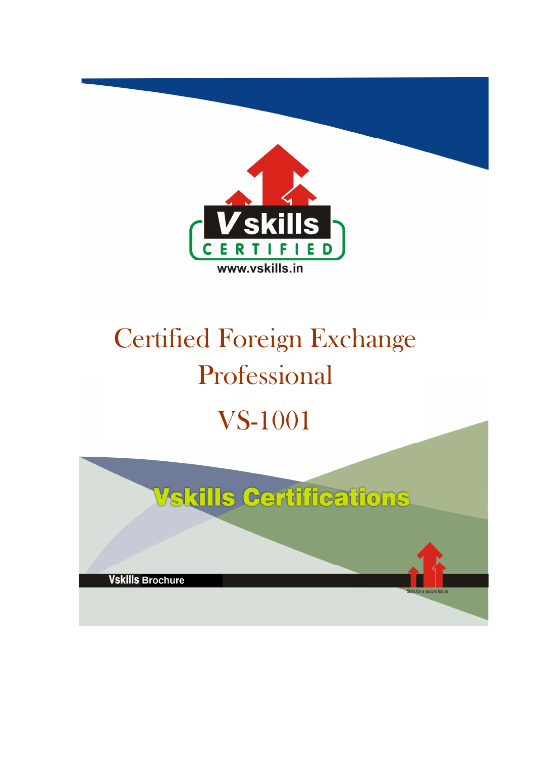Vskills CERTIFIED

www.vskills.in

# Certified Foreign Exchange Professional

# VS-1001

## Vskills Certifications

**Vskills** Brochure

Skills for a secure future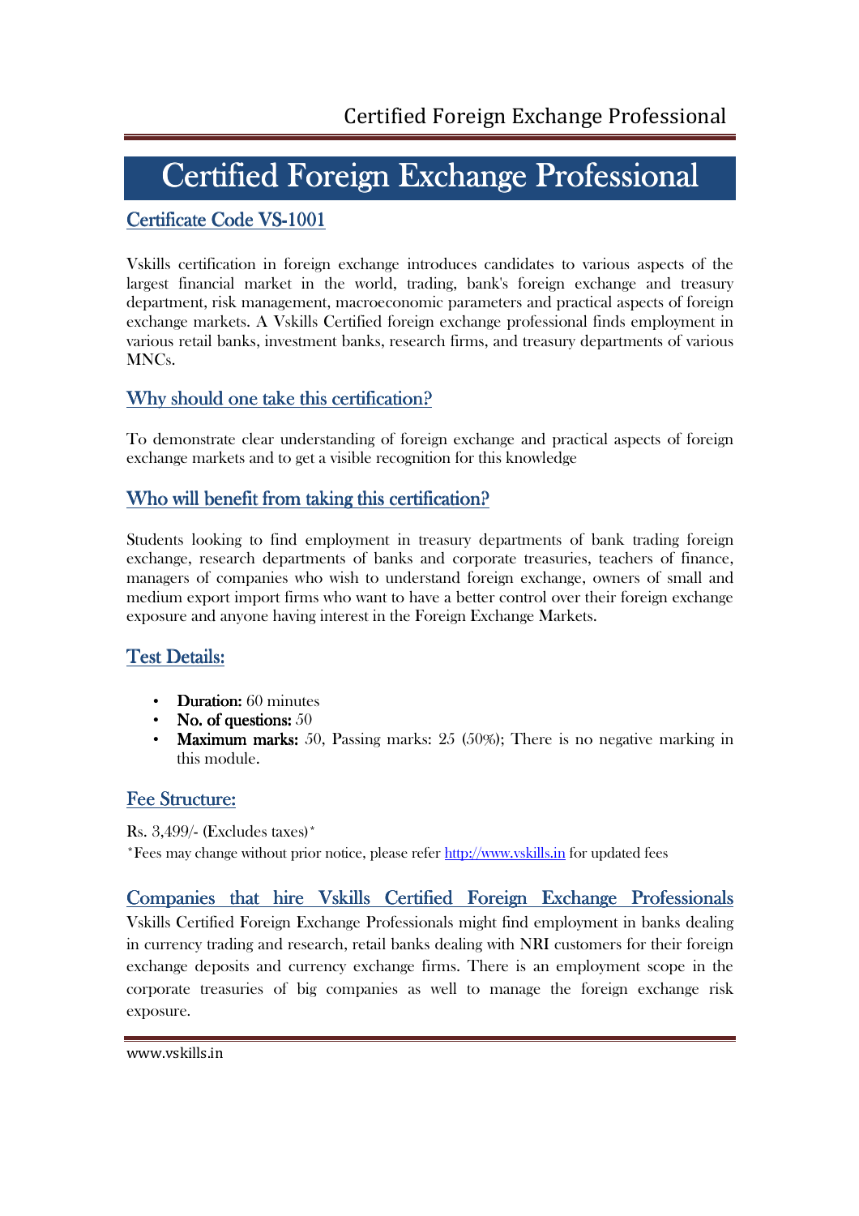# Certified Foreign Exchange Professional

## Certificate Code VS-1001

Vskills certification in foreign exchange introduces candidates to various aspects of the largest financial market in the world, trading, bank's foreign exchange and treasury department, risk management, macroeconomic parameters and practical aspects of foreign exchange markets. A Vskills Certified foreign exchange professional finds employment in various retail banks, investment banks, research firms, and treasury departments of various MNCs.

## Why should one take this certification?

To demonstrate clear understanding of foreign exchange and practical aspects of foreign exchange markets and to get a visible recognition for this knowledge

## Who will benefit from taking this certification?

Students looking to find employment in treasury departments of bank trading foreign exchange, research departments of banks and corporate treasuries, teachers of finance, managers of companies who wish to understand foreign exchange, owners of small and medium export import firms who want to have a better control over their foreign exchange exposure and anyone having interest in the Foreign Exchange Markets.

## Test Details:

- **Duration:** 60 minutes
- **No. of questions:** 50
- **Maximum marks:** 50, Passing marks: 25 (50%); There is no negative marking in this module.

## Fee Structure:

Rs. 3,499/- (Excludes taxes)*

*Fees may change without prior notice, please refer http://www.vskills.in for updated fees

## Companies that hire Vskills Certified Foreign Exchange Professionals

Vskills Certified Foreign Exchange Professionals might find employment in banks dealing in currency trading and research, retail banks dealing with NRI customers for their foreign exchange deposits and currency exchange firms. There is an employment scope in the corporate treasuries of big companies as well to manage the foreign exchange risk exposure.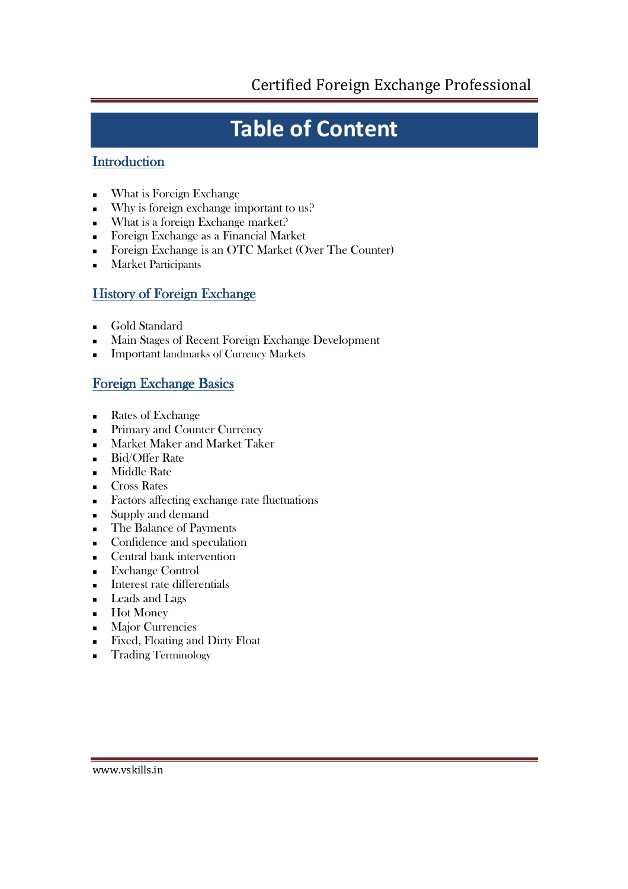# Table of Content

## Introduction

- What is Foreign Exchange
- Why is foreign exchange important to us?
- What is a foreign Exchange market?
- Foreign Exchange as a Financial Market
- Foreign Exchange is an OTC Market (Over The Counter)
- Market Participants

## History of Foreign Exchange

- Gold Standard
- Main Stages of Recent Foreign Exchange Development
- Important landmarks of Currency Markets

## Foreign Exchange Basics

- Rates of Exchange
- Primary and Counter Currency
- Market Maker and Market Taker
- Bid/Offer Rate
- Middle Rate
- Cross Rates
- Factors affecting exchange rate fluctuations
- Supply and demand
- The Balance of Payments
- Confidence and speculation
- Central bank intervention
- Exchange Control
- Interest rate differentials
- Leads and Lags
- Hot Money
- Major Currencies
- Fixed, Floating and Dirty Float
- Trading Terminology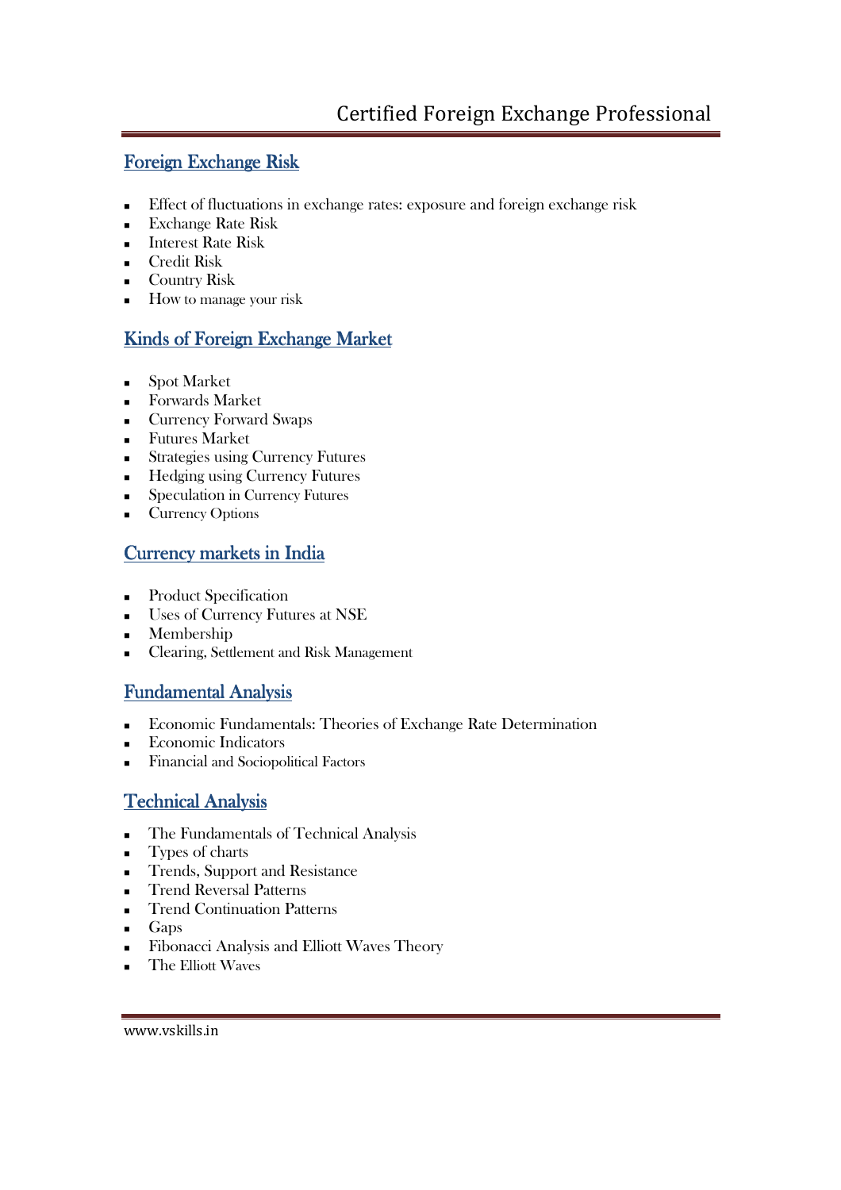## Foreign Exchange Risk

- Effect of fluctuations in exchange rates: exposure and foreign exchange risk
- Exchange Rate Risk
- Interest Rate Risk
- Credit Risk
- Country Risk
- How to manage your risk

## Kinds of Foreign Exchange Market

- Spot Market
- Forwards Market
- Currency Forward Swaps
- Futures Market
- Strategies using Currency Futures
- Hedging using Currency Futures
- Speculation in Currency Futures
- Currency Options

## Currency markets in India

- Product Specification
- Uses of Currency Futures at NSE
- Membership
- Clearing, Settlement and Risk Management

## Fundamental Analysis

- Economic Fundamentals: Theories of Exchange Rate Determination
- Economic Indicators
- Financial and Sociopolitical Factors

## Technical Analysis

- The Fundamentals of Technical Analysis
- Types of charts
- Trends, Support and Resistance
- Trend Reversal Patterns
- Trend Continuation Patterns
- Gaps
- Fibonacci Analysis and Elliott Waves Theory
- The Elliott Waves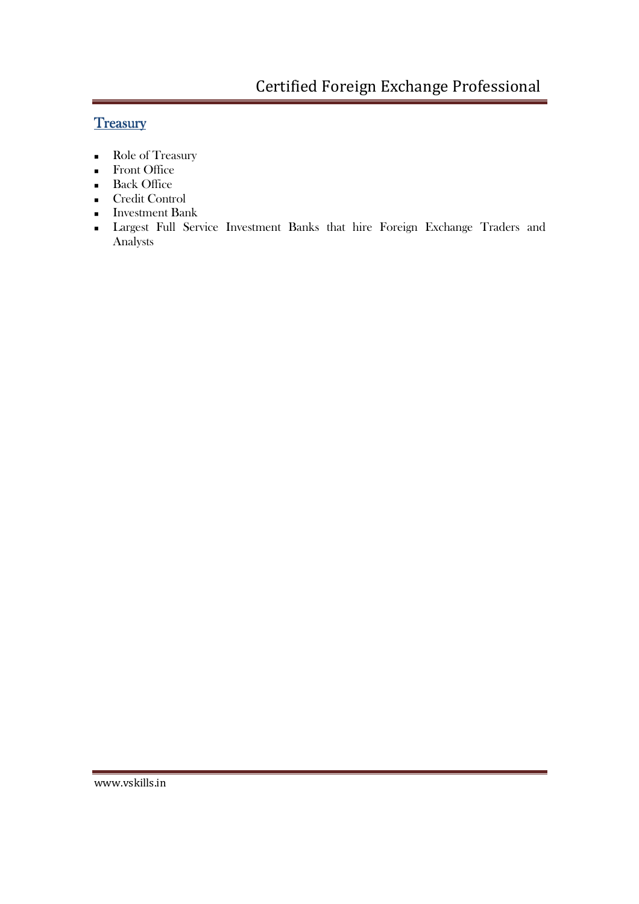## Treasury

- Role of Treasury
- Front Office
- Back Office
- Credit Control
- Investment Bank
- Largest Full Service Investment Banks that hire Foreign Exchange Traders and Analysts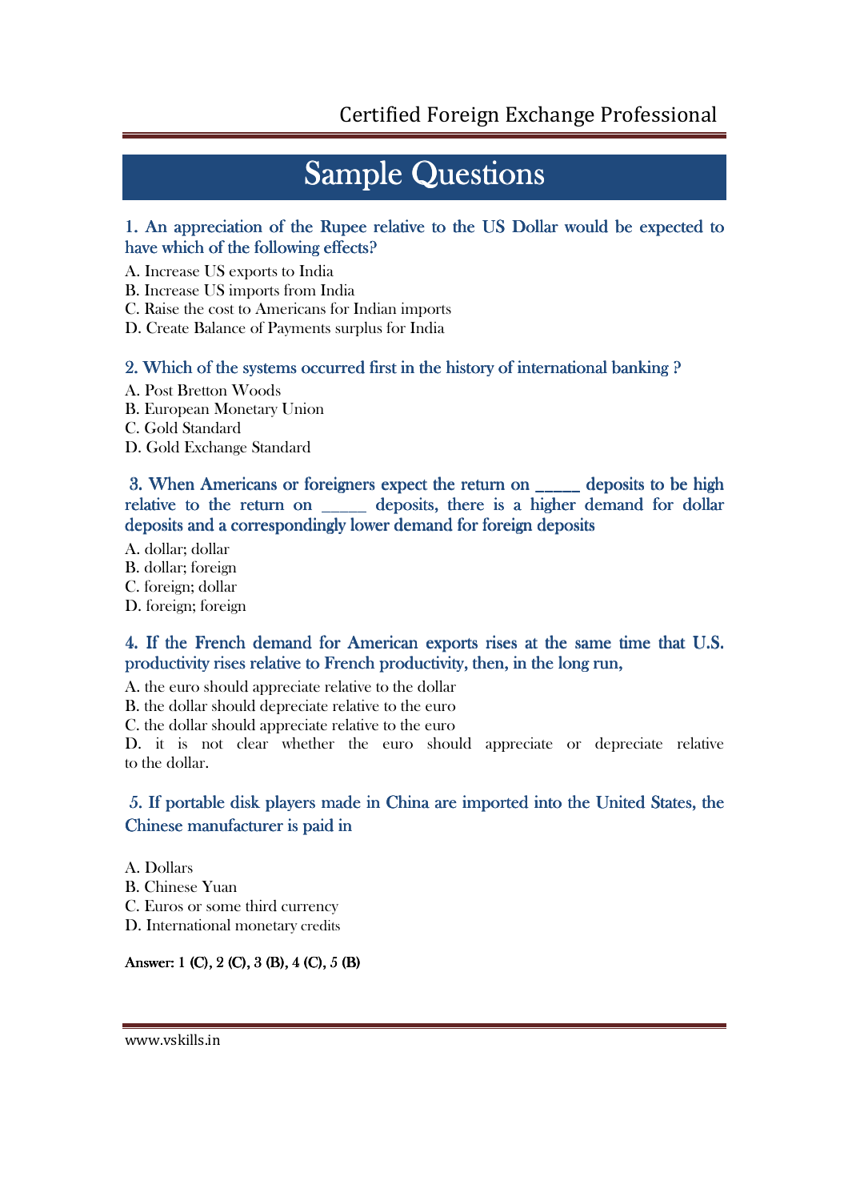# Sample Questions

**1. An appreciation of the Rupee relative to the US Dollar would be expected to have which of the following effects?**

A. Increase US exports to India
B. Increase US imports from India
C. Raise the cost to Americans for Indian imports
D. Create Balance of Payments surplus for India

**2. Which of the systems occurred first in the history of international banking ?**

A. Post Bretton Woods
B. European Monetary Union
C. Gold Standard
D. Gold Exchange Standard

**3. When Americans or foreigners expect the return on _____ deposits to be high relative to the return on _____ deposits, there is a higher demand for dollar deposits and a correspondingly lower demand for foreign deposits**

A. dollar; dollar
B. dollar; foreign
C. foreign; dollar
D. foreign; foreign

**4. If the French demand for American exports rises at the same time that U.S. productivity rises relative to French productivity, then, in the long run,**

A. the euro should appreciate relative to the dollar
B. the dollar should depreciate relative to the euro
C. the dollar should appreciate relative to the euro
D. it is not clear whether the euro should appreciate or depreciate relative to the dollar.

**5. If portable disk players made in China are imported into the United States, the Chinese manufacturer is paid in**

A. Dollars
B. Chinese Yuan
C. Euros or some third currency
D. International monetary credits

**Answer: 1 (C), 2 (C), 3 (B), 4 (C), 5 (B)**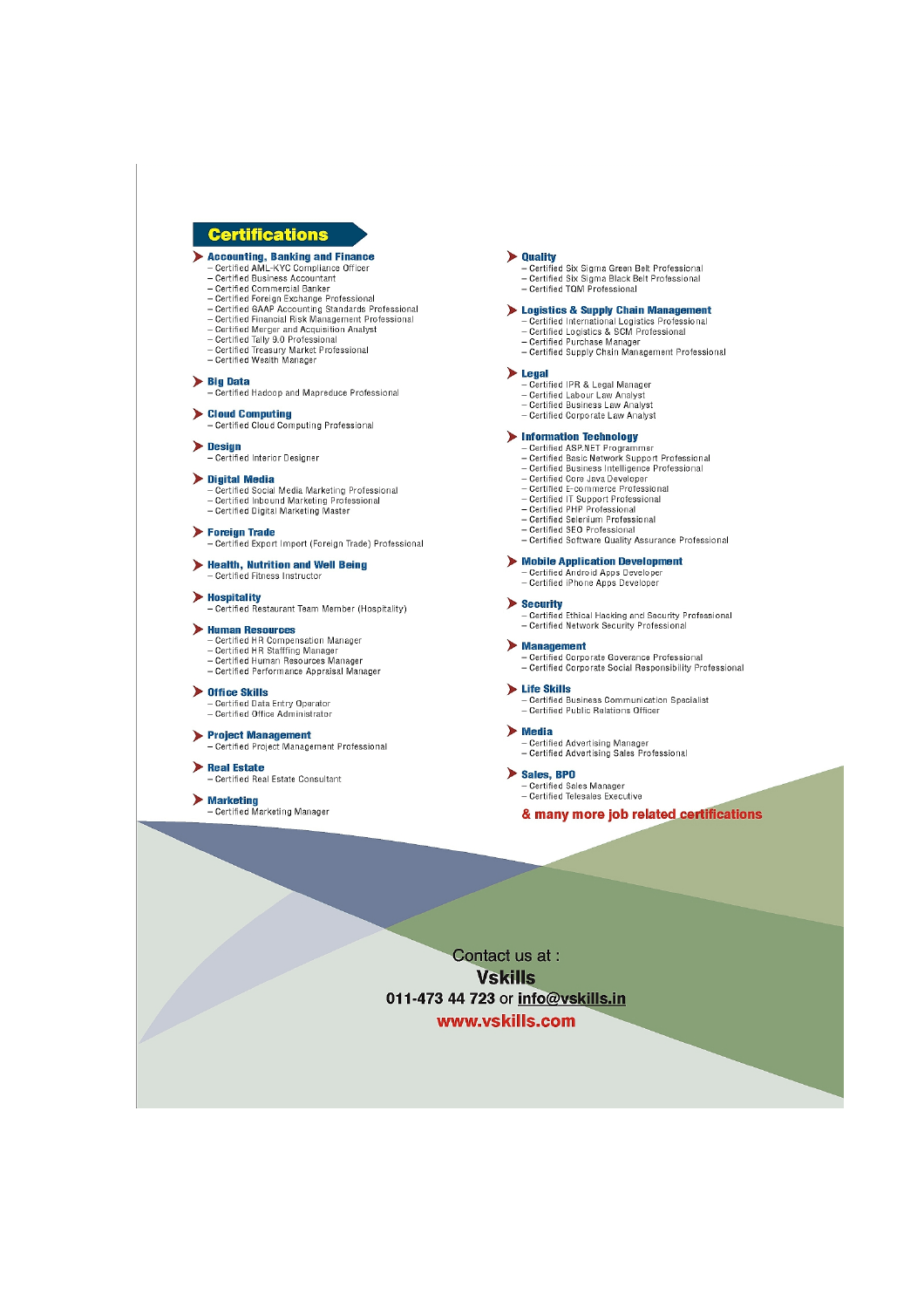# Certifications

### Accounting, Banking and Finance
- Certified AML-KYC Compliance Officer
- Certified Business Accountant
- Certified Commercial Banker
- Certified Foreign Exchange Professional
- Certified GAAP Accounting Standards Professional
- Certified Financial Risk Management Professional
- Certified Merger and Acquisition Analyst
- Certified Tally 9.0 Professional
- Certified Treasury Market Professional
- Certified Wealth Manager

### Big Data
- Certified Hadoop and Mapreduce Professional

### Cloud Computing
- Certified Cloud Computing Professional

### Design
- Certified Interior Designer

### Digital Media
- Certified Social Media Marketing Professional
- Certified Inbound Marketing Professional
- Certified Digital Marketing Master

### Foreign Trade
- Certified Export Import (Foreign Trade) Professional

### Health, Nutrition and Well Being
- Certified Fitness Instructor

### Hospitality
- Certified Restaurant Team Member (Hospitality)

### Human Resources
- Certified HR Compensation Manager
- Certified HR Stafffing Manager
- Certified Human Resources Manager
- Certified Performance Appraisal Manager

### Office Skills
- Certified Data Entry Operator
- Certified Office Administrator

### Project Management
- Certified Project Management Professional

### Real Estate
- Certified Real Estate Consultant

### Marketing
- Certified Marketing Manager

### Quality
- Certified Six Sigma Green Belt Professional
- Certified Six Sigma Black Belt Professional
- Certified TQM Professional

### Logistics & Supply Chain Management
- Certified International Logistics Professional
- Certified Logistics & SCM Professional
- Certified Purchase Manager
- Certified Supply Chain Management Professional

### Legal
- Certified IPR & Legal Manager
- Certified Labour Law Analyst
- Certified Business Law Analyst
- Certified Corporate Law Analyst

### Information Technology
- Certified ASP.NET Programmer
- Certified Basic Network Support Professional
- Certified Business Intelligence Professional
- Certified Core Java Developer
- Certified E-commerce Professional
- Certified IT Support Professional
- Certified PHP Professional
- Certified Selenium Professional
- Certified SEO Professional
- Certified Software Quality Assurance Professional

### Mobile Application Development
- Certified Android Apps Developer
- Certified iPhone Apps Developer

### Security
- Certified Ethical Hacking and Security Professional
- Certified Network Security Professional

### Management
- Certified Corporate Goverance Professional
- Certified Corporate Social Responsibility Professional

### Life Skills
- Certified Business Communication Specialist
- Certified Public Relations Officer

### Media
- Certified Advertising Manager
- Certified Advertising Sales Professional

### Sales, BPO
- Certified Sales Manager
- Certified Telesales Executive

**& many more job related certifications**

Contact us at :

**Vskills**

**011-473 44 723 or info@vskills.in**

**www.vskills.com**